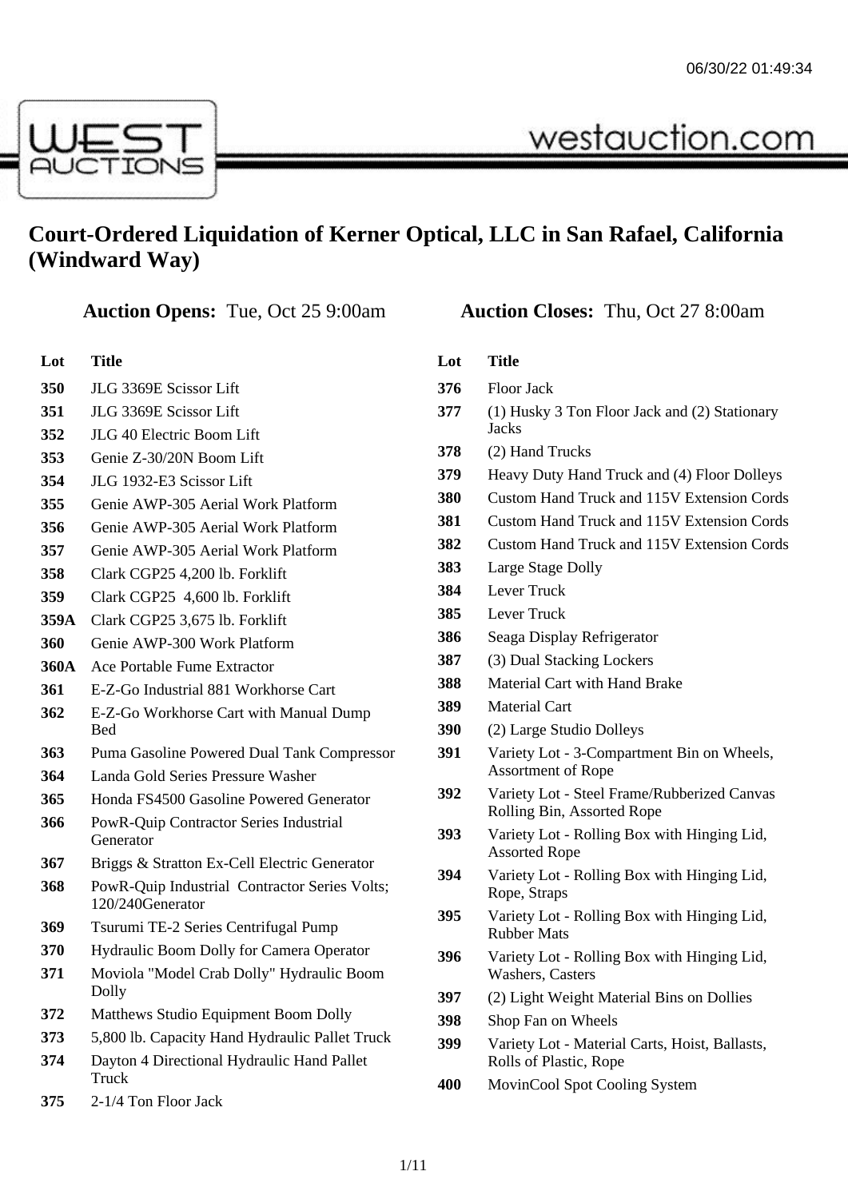# Court-Ordered Liquidation of Kerner Optical, LLC in San Rafael, California (Windward Way)

**Auction Opens:** Tue, Oct 25 9:00am

**Auction Closes:** Thu, Oct 27 8:00am

| Lot | Title |
|---|---|
| **350** | JLG 3369E Scissor Lift |
| **351** | JLG 3369E Scissor Lift |
| **352** | JLG 40 Electric Boom Lift |
| **353** | Genie Z-30/20N Boom Lift |
| **354** | JLG 1932-E3 Scissor Lift |
| **355** | Genie AWP-305 Aerial Work Platform |
| **356** | Genie AWP-305 Aerial Work Platform |
| **357** | Genie AWP-305 Aerial Work Platform |
| **358** | Clark CGP25 4,200 lb. Forklift |
| **359** | Clark CGP25 4,600 lb. Forklift |
| **359A** | Clark CGP25 3,675 lb. Forklift |
| **360** | Genie AWP-300 Work Platform |
| **360A** | Ace Portable Fume Extractor |
| **361** | E-Z-Go Industrial 881 Workhorse Cart |
| **362** | E-Z-Go Workhorse Cart with Manual Dump Bed |
| **363** | Puma Gasoline Powered Dual Tank Compressor |
| **364** | Landa Gold Series Pressure Washer |
| **365** | Honda FS4500 Gasoline Powered Generator |
| **366** | PowR-Quip Contractor Series Industrial Generator |
| **367** | Briggs & Stratton Ex-Cell Electric Generator |
| **368** | PowR-Quip Industrial Contractor Series Volts; 120/240Generator |
| **369** | Tsurumi TE-2 Series Centrifugal Pump |
| **370** | Hydraulic Boom Dolly for Camera Operator |
| **371** | Moviola "Model Crab Dolly" Hydraulic Boom Dolly |
| **372** | Matthews Studio Equipment Boom Dolly |
| **373** | 5,800 lb. Capacity Hand Hydraulic Pallet Truck |
| **374** | Dayton 4 Directional Hydraulic Hand Pallet Truck |
| **375** | 2-1/4 Ton Floor Jack |
| **376** | Floor Jack |
| **377** | (1) Husky 3 Ton Floor Jack and (2) Stationary Jacks |
| **378** | (2) Hand Trucks |
| **379** | Heavy Duty Hand Truck and (4) Floor Dolleys |
| **380** | Custom Hand Truck and 115V Extension Cords |
| **381** | Custom Hand Truck and 115V Extension Cords |
| **382** | Custom Hand Truck and 115V Extension Cords |
| **383** | Large Stage Dolly |
| **384** | Lever Truck |
| **385** | Lever Truck |
| **386** | Seaga Display Refrigerator |
| **387** | (3) Dual Stacking Lockers |
| **388** | Material Cart with Hand Brake |
| **389** | Material Cart |
| **390** | (2) Large Studio Dolleys |
| **391** | Variety Lot - 3-Compartment Bin on Wheels, Assortment of Rope |
| **392** | Variety Lot - Steel Frame/Rubberized Canvas Rolling Bin, Assorted Rope |
| **393** | Variety Lot - Rolling Box with Hinging Lid, Assorted Rope |
| **394** | Variety Lot - Rolling Box with Hinging Lid, Rope, Straps |
| **395** | Variety Lot - Rolling Box with Hinging Lid, Rubber Mats |
| **396** | Variety Lot - Rolling Box with Hinging Lid, Washers, Casters |
| **397** | (2) Light Weight Material Bins on Dollies |
| **398** | Shop Fan on Wheels |
| **399** | Variety Lot - Material Carts, Hoist, Ballasts, Rolls of Plastic, Rope |
| **400** | MovinCool Spot Cooling System |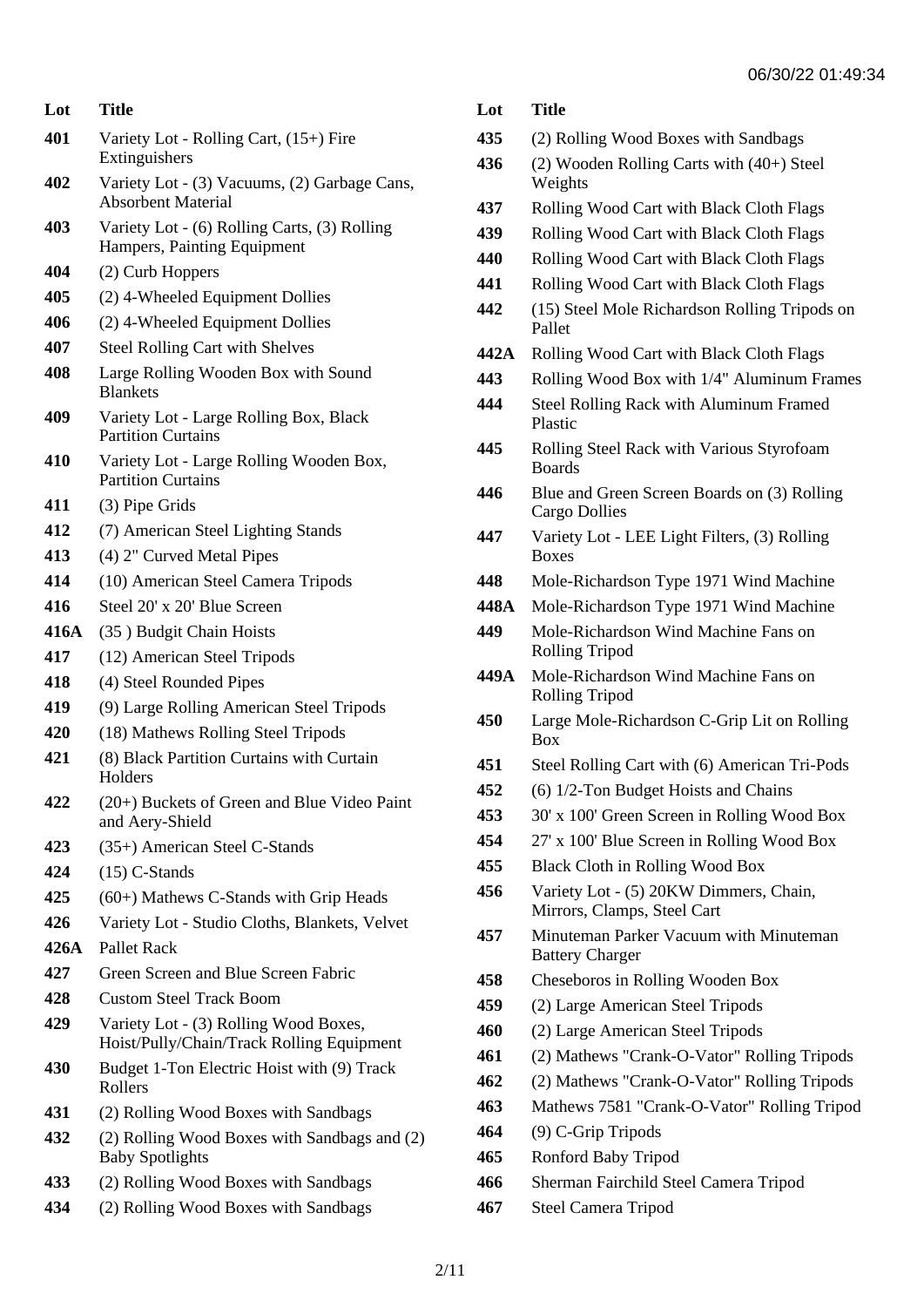| Lot | Title |
|---|---|
| 401 | Variety Lot - Rolling Cart, (15+) Fire Extinguishers |
| 402 | Variety Lot - (3) Vacuums, (2) Garbage Cans, Absorbent Material |
| 403 | Variety Lot - (6) Rolling Carts, (3) Rolling Hampers, Painting Equipment |
| 404 | (2) Curb Hoppers |
| 405 | (2) 4-Wheeled Equipment Dollies |
| 406 | (2) 4-Wheeled Equipment Dollies |
| 407 | Steel Rolling Cart with Shelves |
| 408 | Large Rolling Wooden Box with Sound Blankets |
| 409 | Variety Lot - Large Rolling Box, Black Partition Curtains |
| 410 | Variety Lot - Large Rolling Wooden Box, Partition Curtains |
| 411 | (3) Pipe Grids |
| 412 | (7) American Steel Lighting Stands |
| 413 | (4) 2" Curved Metal Pipes |
| 414 | (10) American Steel Camera Tripods |
| 416 | Steel 20' x 20' Blue Screen |
| 416A | (35 ) Budgit Chain Hoists |
| 417 | (12) American Steel Tripods |
| 418 | (4) Steel Rounded Pipes |
| 419 | (9) Large Rolling American Steel Tripods |
| 420 | (18) Mathews Rolling Steel Tripods |
| 421 | (8) Black Partition Curtains with Curtain Holders |
| 422 | (20+) Buckets of Green and Blue Video Paint and Aery-Shield |
| 423 | (35+) American Steel C-Stands |
| 424 | (15) C-Stands |
| 425 | (60+) Mathews C-Stands with Grip Heads |
| 426 | Variety Lot - Studio Cloths, Blankets, Velvet |
| 426A | Pallet Rack |
| 427 | Green Screen and Blue Screen Fabric |
| 428 | Custom Steel Track Boom |
| 429 | Variety Lot - (3) Rolling Wood Boxes, Hoist/Pully/Chain/Track Rolling Equipment |
| 430 | Budget 1-Ton Electric Hoist with (9) Track Rollers |
| 431 | (2) Rolling Wood Boxes with Sandbags |
| 432 | (2) Rolling Wood Boxes with Sandbags and (2) Baby Spotlights |
| 433 | (2) Rolling Wood Boxes with Sandbags |
| 434 | (2) Rolling Wood Boxes with Sandbags |
| 435 | (2) Rolling Wood Boxes with Sandbags |
| 436 | (2) Wooden Rolling Carts with (40+) Steel Weights |
| 437 | Rolling Wood Cart with Black Cloth Flags |
| 439 | Rolling Wood Cart with Black Cloth Flags |
| 440 | Rolling Wood Cart with Black Cloth Flags |
| 441 | Rolling Wood Cart with Black Cloth Flags |
| 442 | (15) Steel Mole Richardson Rolling Tripods on Pallet |
| 442A | Rolling Wood Cart with Black Cloth Flags |
| 443 | Rolling Wood Box with 1/4" Aluminum Frames |
| 444 | Steel Rolling Rack with Aluminum Framed Plastic |
| 445 | Rolling Steel Rack with Various Styrofoam Boards |
| 446 | Blue and Green Screen Boards on (3) Rolling Cargo Dollies |
| 447 | Variety Lot - LEE Light Filters, (3) Rolling Boxes |
| 448 | Mole-Richardson Type 1971 Wind Machine |
| 448A | Mole-Richardson Type 1971 Wind Machine |
| 449 | Mole-Richardson Wind Machine Fans on Rolling Tripod |
| 449A | Mole-Richardson Wind Machine Fans on Rolling Tripod |
| 450 | Large Mole-Richardson C-Grip Lit on Rolling Box |
| 451 | Steel Rolling Cart with (6) American Tri-Pods |
| 452 | (6) 1/2-Ton Budget Hoists and Chains |
| 453 | 30' x 100' Green Screen in Rolling Wood Box |
| 454 | 27' x 100' Blue Screen in Rolling Wood Box |
| 455 | Black Cloth in Rolling Wood Box |
| 456 | Variety Lot - (5) 20KW Dimmers, Chain, Mirrors, Clamps, Steel Cart |
| 457 | Minuteman Parker Vacuum with Minuteman Battery Charger |
| 458 | Cheseboros in Rolling Wooden Box |
| 459 | (2) Large American Steel Tripods |
| 460 | (2) Large American Steel Tripods |
| 461 | (2) Mathews "Crank-O-Vator" Rolling Tripods |
| 462 | (2) Mathews "Crank-O-Vator" Rolling Tripods |
| 463 | Mathews 7581 "Crank-O-Vator" Rolling Tripod |
| 464 | (9) C-Grip Tripods |
| 465 | Ronford Baby Tripod |
| 466 | Sherman Fairchild Steel Camera Tripod |
| 467 | Steel Camera Tripod |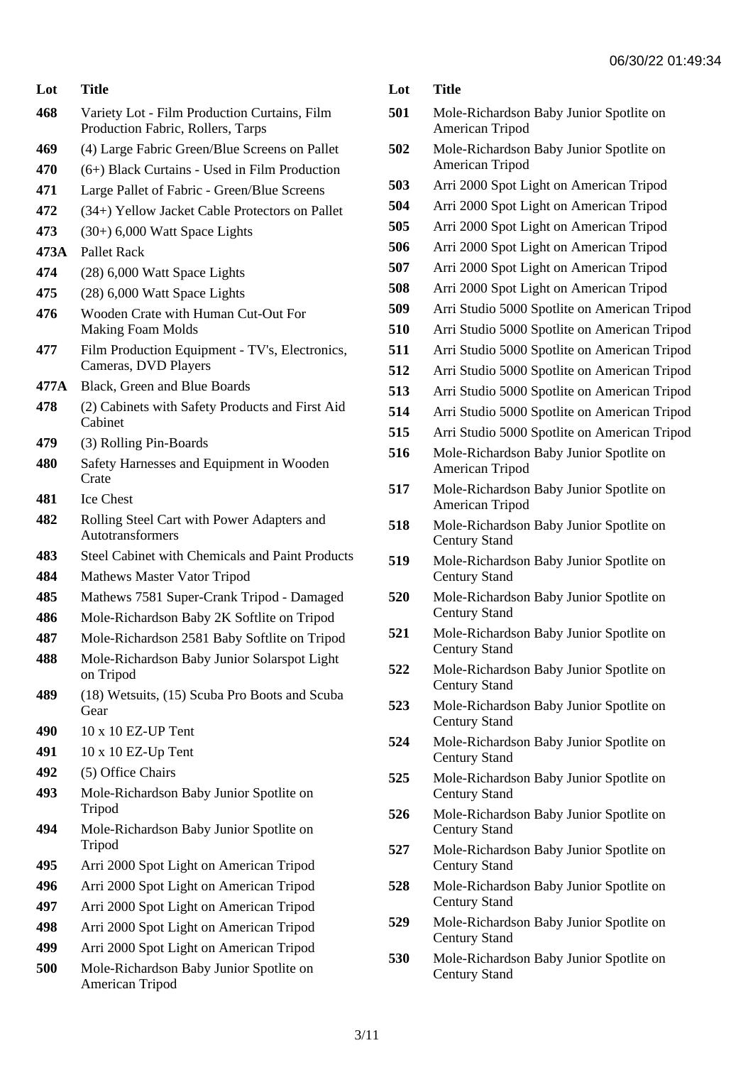| Lot | Title |
|---|---|
| 468 | Variety Lot - Film Production Curtains, Film Production Fabric, Rollers, Tarps |
| 469 | (4) Large Fabric Green/Blue Screens on Pallet |
| 470 | (6+) Black Curtains - Used in Film Production |
| 471 | Large Pallet of Fabric - Green/Blue Screens |
| 472 | (34+) Yellow Jacket Cable Protectors on Pallet |
| 473 | (30+) 6,000 Watt Space Lights |
| 473A | Pallet Rack |
| 474 | (28) 6,000 Watt Space Lights |
| 475 | (28) 6,000 Watt Space Lights |
| 476 | Wooden Crate with Human Cut-Out For Making Foam Molds |
| 477 | Film Production Equipment - TV's, Electronics, Cameras, DVD Players |
| 477A | Black, Green and Blue Boards |
| 478 | (2) Cabinets with Safety Products and First Aid Cabinet |
| 479 | (3) Rolling Pin-Boards |
| 480 | Safety Harnesses and Equipment in Wooden Crate |
| 481 | Ice Chest |
| 482 | Rolling Steel Cart with Power Adapters and Autotransformers |
| 483 | Steel Cabinet with Chemicals and Paint Products |
| 484 | Mathews Master Vator Tripod |
| 485 | Mathews 7581 Super-Crank Tripod - Damaged |
| 486 | Mole-Richardson Baby 2K Softlite on Tripod |
| 487 | Mole-Richardson 2581 Baby Softlite on Tripod |
| 488 | Mole-Richardson Baby Junior Solarspot Light on Tripod |
| 489 | (18) Wetsuits, (15) Scuba Pro Boots and Scuba Gear |
| 490 | 10 x 10 EZ-UP Tent |
| 491 | 10 x 10 EZ-Up Tent |
| 492 | (5) Office Chairs |
| 493 | Mole-Richardson Baby Junior Spotlite on Tripod |
| 494 | Mole-Richardson Baby Junior Spotlite on Tripod |
| 495 | Arri 2000 Spot Light on American Tripod |
| 496 | Arri 2000 Spot Light on American Tripod |
| 497 | Arri 2000 Spot Light on American Tripod |
| 498 | Arri 2000 Spot Light on American Tripod |
| 499 | Arri 2000 Spot Light on American Tripod |
| 500 | Mole-Richardson Baby Junior Spotlite on American Tripod |
| 501 | Mole-Richardson Baby Junior Spotlite on American Tripod |
| 502 | Mole-Richardson Baby Junior Spotlite on American Tripod |
| 503 | Arri 2000 Spot Light on American Tripod |
| 504 | Arri 2000 Spot Light on American Tripod |
| 505 | Arri 2000 Spot Light on American Tripod |
| 506 | Arri 2000 Spot Light on American Tripod |
| 507 | Arri 2000 Spot Light on American Tripod |
| 508 | Arri 2000 Spot Light on American Tripod |
| 509 | Arri Studio 5000 Spotlite on American Tripod |
| 510 | Arri Studio 5000 Spotlite on American Tripod |
| 511 | Arri Studio 5000 Spotlite on American Tripod |
| 512 | Arri Studio 5000 Spotlite on American Tripod |
| 513 | Arri Studio 5000 Spotlite on American Tripod |
| 514 | Arri Studio 5000 Spotlite on American Tripod |
| 515 | Arri Studio 5000 Spotlite on American Tripod |
| 516 | Mole-Richardson Baby Junior Spotlite on American Tripod |
| 517 | Mole-Richardson Baby Junior Spotlite on American Tripod |
| 518 | Mole-Richardson Baby Junior Spotlite on Century Stand |
| 519 | Mole-Richardson Baby Junior Spotlite on Century Stand |
| 520 | Mole-Richardson Baby Junior Spotlite on Century Stand |
| 521 | Mole-Richardson Baby Junior Spotlite on Century Stand |
| 522 | Mole-Richardson Baby Junior Spotlite on Century Stand |
| 523 | Mole-Richardson Baby Junior Spotlite on Century Stand |
| 524 | Mole-Richardson Baby Junior Spotlite on Century Stand |
| 525 | Mole-Richardson Baby Junior Spotlite on Century Stand |
| 526 | Mole-Richardson Baby Junior Spotlite on Century Stand |
| 527 | Mole-Richardson Baby Junior Spotlite on Century Stand |
| 528 | Mole-Richardson Baby Junior Spotlite on Century Stand |
| 529 | Mole-Richardson Baby Junior Spotlite on Century Stand |
| 530 | Mole-Richardson Baby Junior Spotlite on Century Stand |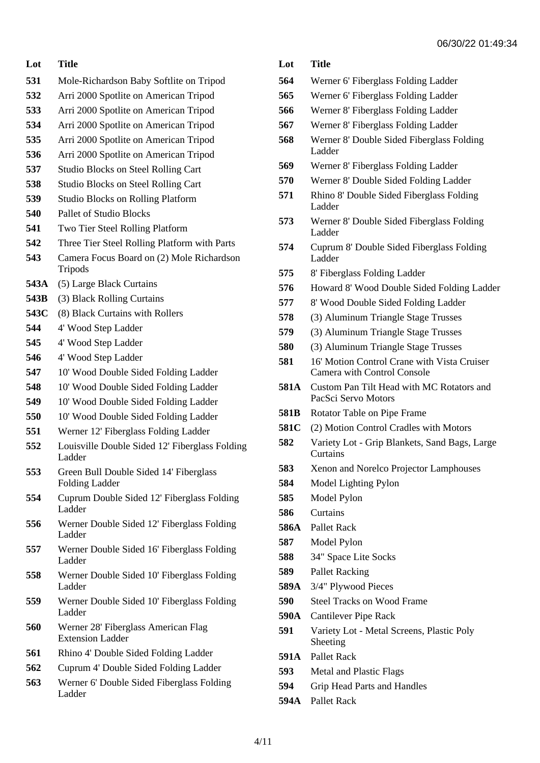| Lot | Title |
|---|---|
| 531 | Mole-Richardson Baby Softlite on Tripod |
| 532 | Arri 2000 Spotlite on American Tripod |
| 533 | Arri 2000 Spotlite on American Tripod |
| 534 | Arri 2000 Spotlite on American Tripod |
| 535 | Arri 2000 Spotlite on American Tripod |
| 536 | Arri 2000 Spotlite on American Tripod |
| 537 | Studio Blocks on Steel Rolling Cart |
| 538 | Studio Blocks on Steel Rolling Cart |
| 539 | Studio Blocks on Rolling Platform |
| 540 | Pallet of Studio Blocks |
| 541 | Two Tier Steel Rolling Platform |
| 542 | Three Tier Steel Rolling Platform with Parts |
| 543 | Camera Focus Board on (2) Mole Richardson Tripods |
| 543A | (5) Large Black Curtains |
| 543B | (3) Black Rolling Curtains |
| 543C | (8) Black Curtains with Rollers |
| 544 | 4' Wood Step Ladder |
| 545 | 4' Wood Step Ladder |
| 546 | 4' Wood Step Ladder |
| 547 | 10' Wood Double Sided Folding Ladder |
| 548 | 10' Wood Double Sided Folding Ladder |
| 549 | 10' Wood Double Sided Folding Ladder |
| 550 | 10' Wood Double Sided Folding Ladder |
| 551 | Werner 12' Fiberglass Folding Ladder |
| 552 | Louisville Double Sided 12' Fiberglass Folding Ladder |
| 553 | Green Bull Double Sided 14' Fiberglass Folding Ladder |
| 554 | Cuprum Double Sided 12' Fiberglass Folding Ladder |
| 556 | Werner Double Sided 12' Fiberglass Folding Ladder |
| 557 | Werner Double Sided 16' Fiberglass Folding Ladder |
| 558 | Werner Double Sided 10' Fiberglass Folding Ladder |
| 559 | Werner Double Sided 10' Fiberglass Folding Ladder |
| 560 | Werner 28' Fiberglass American Flag Extension Ladder |
| 561 | Rhino 4' Double Sided Folding Ladder |
| 562 | Cuprum 4' Double Sided Folding Ladder |
| 563 | Werner 6' Double Sided Fiberglass Folding Ladder |
| 564 | Werner 6' Fiberglass Folding Ladder |
| 565 | Werner 6' Fiberglass Folding Ladder |
| 566 | Werner 8' Fiberglass Folding Ladder |
| 567 | Werner 8' Fiberglass Folding Ladder |
| 568 | Werner 8' Double Sided Fiberglass Folding Ladder |
| 569 | Werner 8' Fiberglass Folding Ladder |
| 570 | Werner 8' Double Sided Folding Ladder |
| 571 | Rhino 8' Double Sided Fiberglass Folding Ladder |
| 573 | Werner 8' Double Sided Fiberglass Folding Ladder |
| 574 | Cuprum 8' Double Sided Fiberglass Folding Ladder |
| 575 | 8' Fiberglass Folding Ladder |
| 576 | Howard 8' Wood Double Sided Folding Ladder |
| 577 | 8' Wood Double Sided Folding Ladder |
| 578 | (3) Aluminum Triangle Stage Trusses |
| 579 | (3) Aluminum Triangle Stage Trusses |
| 580 | (3) Aluminum Triangle Stage Trusses |
| 581 | 16' Motion Control Crane with Vista Cruiser Camera with Control Console |
| 581A | Custom Pan Tilt Head with MC Rotators and PacSci Servo Motors |
| 581B | Rotator Table on Pipe Frame |
| 581C | (2) Motion Control Cradles with Motors |
| 582 | Variety Lot - Grip Blankets, Sand Bags, Large Curtains |
| 583 | Xenon and Norelco Projector Lamphouses |
| 584 | Model Lighting Pylon |
| 585 | Model Pylon |
| 586 | Curtains |
| 586A | Pallet Rack |
| 587 | Model Pylon |
| 588 | 34" Space Lite Socks |
| 589 | Pallet Racking |
| 589A | 3/4" Plywood Pieces |
| 590 | Steel Tracks on Wood Frame |
| 590A | Cantilever Pipe Rack |
| 591 | Variety Lot - Metal Screens, Plastic Poly Sheeting |
| 591A | Pallet Rack |
| 593 | Metal and Plastic Flags |
| 594 | Grip Head Parts and Handles |
| 594A | Pallet Rack |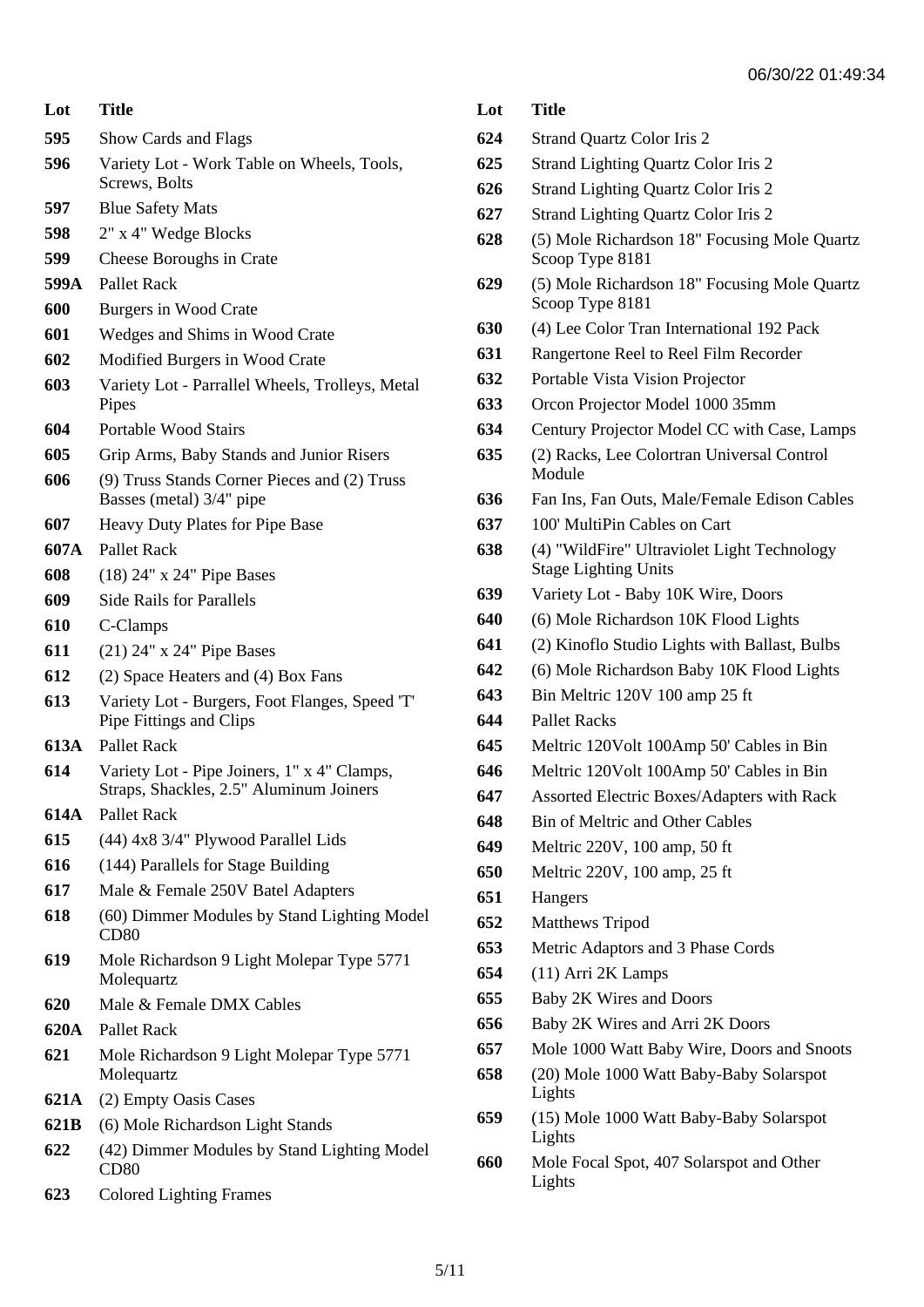| Lot | Title |
| --- | --- |
| 595 | Show Cards and Flags |
| 596 | Variety Lot - Work Table on Wheels, Tools, Screws, Bolts |
| 597 | Blue Safety Mats |
| 598 | 2" x 4" Wedge Blocks |
| 599 | Cheese Boroughs in Crate |
| 599A | Pallet Rack |
| 600 | Burgers in Wood Crate |
| 601 | Wedges and Shims in Wood Crate |
| 602 | Modified Burgers in Wood Crate |
| 603 | Variety Lot - Parrallel Wheels, Trolleys, Metal Pipes |
| 604 | Portable Wood Stairs |
| 605 | Grip Arms, Baby Stands and Junior Risers |
| 606 | (9) Truss Stands Corner Pieces and (2) Truss Basses (metal) 3/4" pipe |
| 607 | Heavy Duty Plates for Pipe Base |
| 607A | Pallet Rack |
| 608 | (18) 24" x 24" Pipe Bases |
| 609 | Side Rails for Parallels |
| 610 | C-Clamps |
| 611 | (21) 24" x 24" Pipe Bases |
| 612 | (2) Space Heaters and (4) Box Fans |
| 613 | Variety Lot - Burgers, Foot Flanges, Speed 'T' Pipe Fittings and Clips |
| 613A | Pallet Rack |
| 614 | Variety Lot - Pipe Joiners, 1" x 4" Clamps, Straps, Shackles, 2.5" Aluminum Joiners |
| 614A | Pallet Rack |
| 615 | (44) 4x8 3/4" Plywood Parallel Lids |
| 616 | (144) Parallels for Stage Building |
| 617 | Male & Female 250V Batel Adapters |
| 618 | (60) Dimmer Modules by Stand Lighting Model CD80 |
| 619 | Mole Richardson 9 Light Molepar Type 5771 Molequartz |
| 620 | Male & Female DMX Cables |
| 620A | Pallet Rack |
| 621 | Mole Richardson 9 Light Molepar Type 5771 Molequartz |
| 621A | (2) Empty Oasis Cases |
| 621B | (6) Mole Richardson Light Stands |
| 622 | (42) Dimmer Modules by Stand Lighting Model CD80 |
| 623 | Colored Lighting Frames |
| 624 | Strand Quartz Color Iris 2 |
| 625 | Strand Lighting Quartz Color Iris 2 |
| 626 | Strand Lighting Quartz Color Iris 2 |
| 627 | Strand Lighting Quartz Color Iris 2 |
| 628 | (5) Mole Richardson 18" Focusing Mole Quartz Scoop Type 8181 |
| 629 | (5) Mole Richardson 18" Focusing Mole Quartz Scoop Type 8181 |
| 630 | (4) Lee Color Tran International 192 Pack |
| 631 | Rangertone Reel to Reel Film Recorder |
| 632 | Portable Vista Vision Projector |
| 633 | Orcon Projector Model 1000 35mm |
| 634 | Century Projector Model CC with Case, Lamps |
| 635 | (2) Racks, Lee Colortran Universal Control Module |
| 636 | Fan Ins, Fan Outs, Male/Female Edison Cables |
| 637 | 100' MultiPin Cables on Cart |
| 638 | (4) "WildFire" Ultraviolet Light Technology Stage Lighting Units |
| 639 | Variety Lot - Baby 10K Wire, Doors |
| 640 | (6) Mole Richardson 10K Flood Lights |
| 641 | (2) Kinoflo Studio Lights with Ballast, Bulbs |
| 642 | (6) Mole Richardson Baby 10K Flood Lights |
| 643 | Bin Meltric 120V 100 amp 25 ft |
| 644 | Pallet Racks |
| 645 | Meltric 120Volt 100Amp 50' Cables in Bin |
| 646 | Meltric 120Volt 100Amp 50' Cables in Bin |
| 647 | Assorted Electric Boxes/Adapters with Rack |
| 648 | Bin of Meltric and Other Cables |
| 649 | Meltric 220V, 100 amp, 50 ft |
| 650 | Meltric 220V, 100 amp, 25 ft |
| 651 | Hangers |
| 652 | Matthews Tripod |
| 653 | Metric Adaptors and 3 Phase Cords |
| 654 | (11) Arri 2K Lamps |
| 655 | Baby 2K Wires and Doors |
| 656 | Baby 2K Wires and Arri 2K Doors |
| 657 | Mole 1000 Watt Baby Wire, Doors and Snoots |
| 658 | (20) Mole 1000 Watt Baby-Baby Solarspot Lights |
| 659 | (15) Mole 1000 Watt Baby-Baby Solarspot Lights |
| 660 | Mole Focal Spot, 407 Solarspot and Other Lights |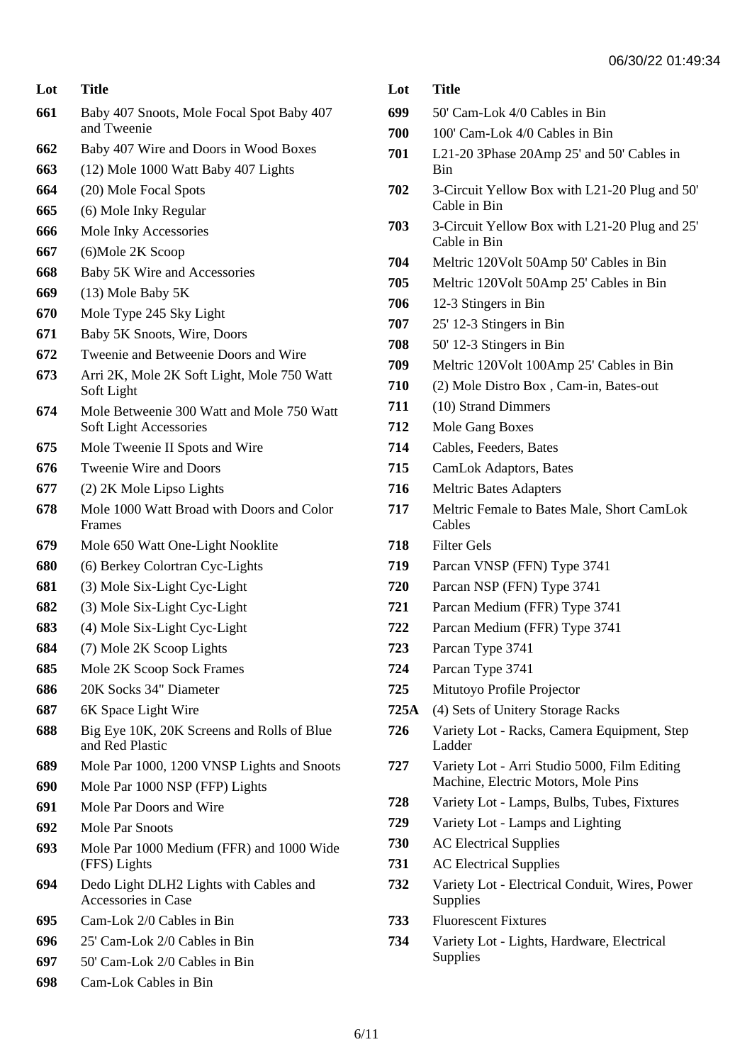| Lot | Title |
| --- | --- |
| 661 | Baby 407 Snoots, Mole Focal Spot Baby 407 and Tweenie |
| 662 | Baby 407 Wire and Doors in Wood Boxes |
| 663 | (12) Mole 1000 Watt Baby 407 Lights |
| 664 | (20) Mole Focal Spots |
| 665 | (6) Mole Inky Regular |
| 666 | Mole Inky Accessories |
| 667 | (6)Mole 2K Scoop |
| 668 | Baby 5K Wire and Accessories |
| 669 | (13) Mole Baby 5K |
| 670 | Mole Type 245 Sky Light |
| 671 | Baby 5K Snoots, Wire, Doors |
| 672 | Tweenie and Betweenie Doors and Wire |
| 673 | Arri 2K, Mole 2K Soft Light, Mole 750 Watt Soft Light |
| 674 | Mole Betweenie 300 Watt and Mole 750 Watt Soft Light Accessories |
| 675 | Mole Tweenie II Spots and Wire |
| 676 | Tweenie Wire and Doors |
| 677 | (2) 2K Mole Lipso Lights |
| 678 | Mole 1000 Watt Broad with Doors and Color Frames |
| 679 | Mole 650 Watt One-Light Nooklite |
| 680 | (6) Berkey Colortran Cyc-Lights |
| 681 | (3) Mole Six-Light Cyc-Light |
| 682 | (3) Mole Six-Light Cyc-Light |
| 683 | (4) Mole Six-Light Cyc-Light |
| 684 | (7) Mole 2K Scoop Lights |
| 685 | Mole 2K Scoop Sock Frames |
| 686 | 20K Socks 34" Diameter |
| 687 | 6K Space Light Wire |
| 688 | Big Eye 10K, 20K Screens and Rolls of Blue and Red Plastic |
| 689 | Mole Par 1000, 1200 VNSP Lights and Snoots |
| 690 | Mole Par 1000 NSP (FFP) Lights |
| 691 | Mole Par Doors and Wire |
| 692 | Mole Par Snoots |
| 693 | Mole Par 1000 Medium (FFR) and 1000 Wide (FFS) Lights |
| 694 | Dedo Light DLH2 Lights with Cables and Accessories in Case |
| 695 | Cam-Lok 2/0 Cables in Bin |
| 696 | 25' Cam-Lok 2/0 Cables in Bin |
| 697 | 50' Cam-Lok 2/0 Cables in Bin |
| 698 | Cam-Lok Cables in Bin |
| 699 | 50' Cam-Lok 4/0 Cables in Bin |
| 700 | 100' Cam-Lok 4/0 Cables in Bin |
| 701 | L21-20 3Phase 20Amp 25' and 50' Cables in Bin |
| 702 | 3-Circuit Yellow Box with L21-20 Plug and 50' Cable in Bin |
| 703 | 3-Circuit Yellow Box with L21-20 Plug and 25' Cable in Bin |
| 704 | Meltric 120Volt 50Amp 50' Cables in Bin |
| 705 | Meltric 120Volt 50Amp 25' Cables in Bin |
| 706 | 12-3 Stingers in Bin |
| 707 | 25' 12-3 Stingers in Bin |
| 708 | 50' 12-3 Stingers in Bin |
| 709 | Meltric 120Volt 100Amp 25' Cables in Bin |
| 710 | (2) Mole Distro Box , Cam-in, Bates-out |
| 711 | (10) Strand Dimmers |
| 712 | Mole Gang Boxes |
| 714 | Cables, Feeders, Bates |
| 715 | CamLok Adaptors, Bates |
| 716 | Meltric Bates Adapters |
| 717 | Meltric Female to Bates Male, Short CamLok Cables |
| 718 | Filter Gels |
| 719 | Parcan VNSP (FFN) Type 3741 |
| 720 | Parcan NSP (FFN) Type 3741 |
| 721 | Parcan Medium (FFR) Type 3741 |
| 722 | Parcan Medium (FFR) Type 3741 |
| 723 | Parcan Type 3741 |
| 724 | Parcan Type 3741 |
| 725 | Mitutoyo Profile Projector |
| 725A | (4) Sets of Unitery Storage Racks |
| 726 | Variety Lot - Racks, Camera Equipment, Step Ladder |
| 727 | Variety Lot - Arri Studio 5000, Film Editing Machine, Electric Motors, Mole Pins |
| 728 | Variety Lot - Lamps, Bulbs, Tubes, Fixtures |
| 729 | Variety Lot - Lamps and Lighting |
| 730 | AC Electrical Supplies |
| 731 | AC Electrical Supplies |
| 732 | Variety Lot - Electrical Conduit, Wires, Power Supplies |
| 733 | Fluorescent Fixtures |
| 734 | Variety Lot - Lights, Hardware, Electrical Supplies |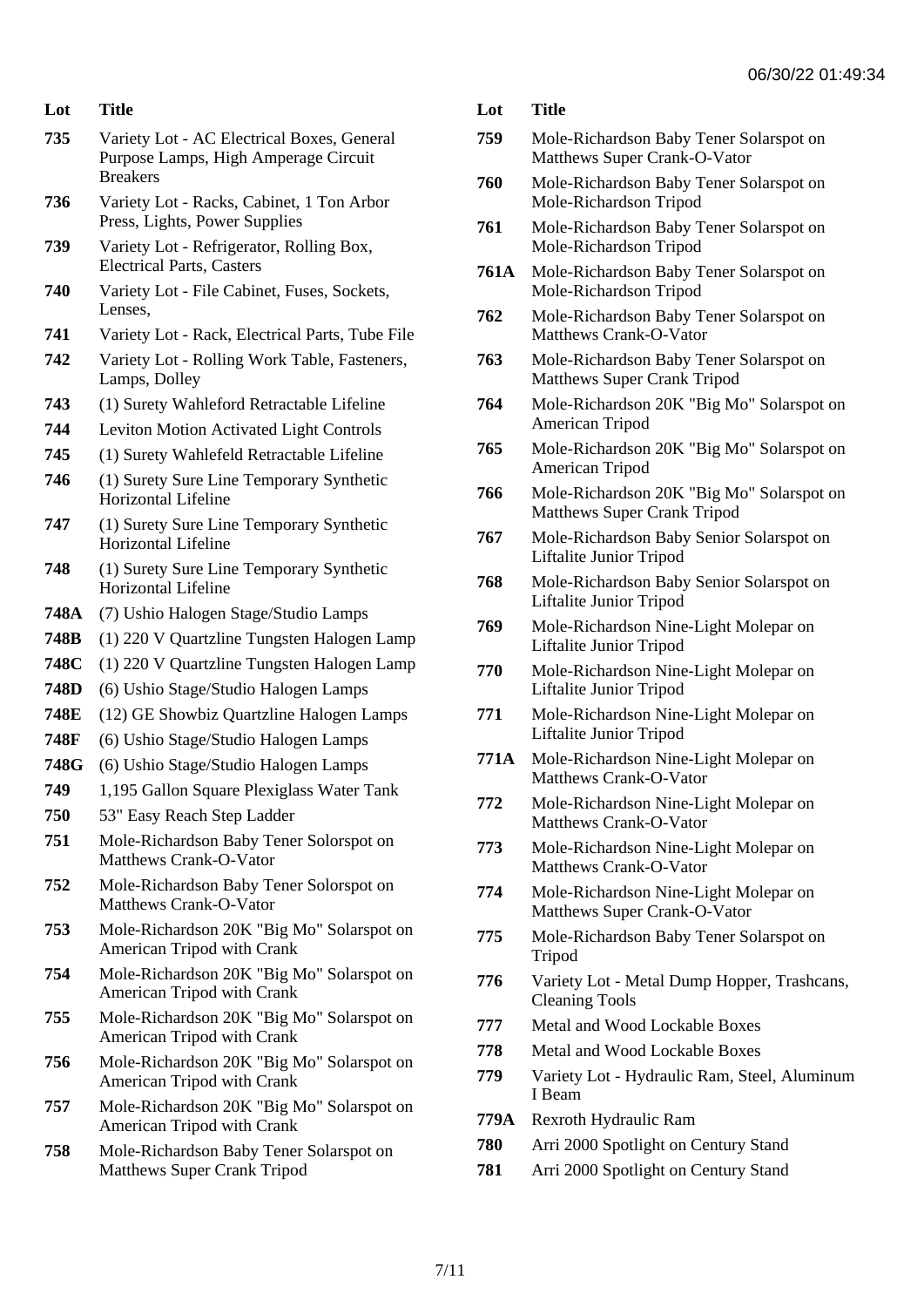| Lot | Title |
|---|---|
| 735 | Variety Lot - AC Electrical Boxes, General Purpose Lamps, High Amperage Circuit Breakers |
| 736 | Variety Lot - Racks, Cabinet, 1 Ton Arbor Press, Lights, Power Supplies |
| 739 | Variety Lot - Refrigerator, Rolling Box, Electrical Parts, Casters |
| 740 | Variety Lot - File Cabinet, Fuses, Sockets, Lenses, |
| 741 | Variety Lot - Rack, Electrical Parts, Tube File |
| 742 | Variety Lot - Rolling Work Table, Fasteners, Lamps, Dolley |
| 743 | (1) Surety Wahleford Retractable Lifeline |
| 744 | Leviton Motion Activated Light Controls |
| 745 | (1) Surety Wahlefeld Retractable Lifeline |
| 746 | (1) Surety Sure Line Temporary Synthetic Horizontal Lifeline |
| 747 | (1) Surety Sure Line Temporary Synthetic Horizontal Lifeline |
| 748 | (1) Surety Sure Line Temporary Synthetic Horizontal Lifeline |
| 748A | (7) Ushio Halogen Stage/Studio Lamps |
| 748B | (1) 220 V Quartzline Tungsten Halogen Lamp |
| 748C | (1) 220 V Quartzline Tungsten Halogen Lamp |
| 748D | (6) Ushio Stage/Studio Halogen Lamps |
| 748E | (12) GE Showbiz Quartzline Halogen Lamps |
| 748F | (6) Ushio Stage/Studio Halogen Lamps |
| 748G | (6) Ushio Stage/Studio Halogen Lamps |
| 749 | 1,195 Gallon Square Plexiglass Water Tank |
| 750 | 53" Easy Reach Step Ladder |
| 751 | Mole-Richardson Baby Tener Solorspot on Matthews Crank-O-Vator |
| 752 | Mole-Richardson Baby Tener Solorspot on Matthews Crank-O-Vator |
| 753 | Mole-Richardson 20K "Big Mo" Solarspot on American Tripod with Crank |
| 754 | Mole-Richardson 20K "Big Mo" Solarspot on American Tripod with Crank |
| 755 | Mole-Richardson 20K "Big Mo" Solarspot on American Tripod with Crank |
| 756 | Mole-Richardson 20K "Big Mo" Solarspot on American Tripod with Crank |
| 757 | Mole-Richardson 20K "Big Mo" Solarspot on American Tripod with Crank |
| 758 | Mole-Richardson Baby Tener Solarspot on Matthews Super Crank Tripod |
| 759 | Mole-Richardson Baby Tener Solarspot on Matthews Super Crank-O-Vator |
| 760 | Mole-Richardson Baby Tener Solarspot on Mole-Richardson Tripod |
| 761 | Mole-Richardson Baby Tener Solarspot on Mole-Richardson Tripod |
| 761A | Mole-Richardson Baby Tener Solarspot on Mole-Richardson Tripod |
| 762 | Mole-Richardson Baby Tener Solarspot on Matthews Crank-O-Vator |
| 763 | Mole-Richardson Baby Tener Solarspot on Matthews Super Crank Tripod |
| 764 | Mole-Richardson 20K "Big Mo" Solarspot on American Tripod |
| 765 | Mole-Richardson 20K "Big Mo" Solarspot on American Tripod |
| 766 | Mole-Richardson 20K "Big Mo" Solarspot on Matthews Super Crank Tripod |
| 767 | Mole-Richardson Baby Senior Solarspot on Liftalite Junior Tripod |
| 768 | Mole-Richardson Baby Senior Solarspot on Liftalite Junior Tripod |
| 769 | Mole-Richardson Nine-Light Molepar on Liftalite Junior Tripod |
| 770 | Mole-Richardson Nine-Light Molepar on Liftalite Junior Tripod |
| 771 | Mole-Richardson Nine-Light Molepar on Liftalite Junior Tripod |
| 771A | Mole-Richardson Nine-Light Molepar on Matthews Crank-O-Vator |
| 772 | Mole-Richardson Nine-Light Molepar on Matthews Crank-O-Vator |
| 773 | Mole-Richardson Nine-Light Molepar on Matthews Crank-O-Vator |
| 774 | Mole-Richardson Nine-Light Molepar on Matthews Super Crank-O-Vator |
| 775 | Mole-Richardson Baby Tener Solarspot on Tripod |
| 776 | Variety Lot - Metal Dump Hopper, Trashcans, Cleaning Tools |
| 777 | Metal and Wood Lockable Boxes |
| 778 | Metal and Wood Lockable Boxes |
| 779 | Variety Lot - Hydraulic Ram, Steel, Aluminum I Beam |
| 779A | Rexroth Hydraulic Ram |
| 780 | Arri 2000 Spotlight on Century Stand |
| 781 | Arri 2000 Spotlight on Century Stand |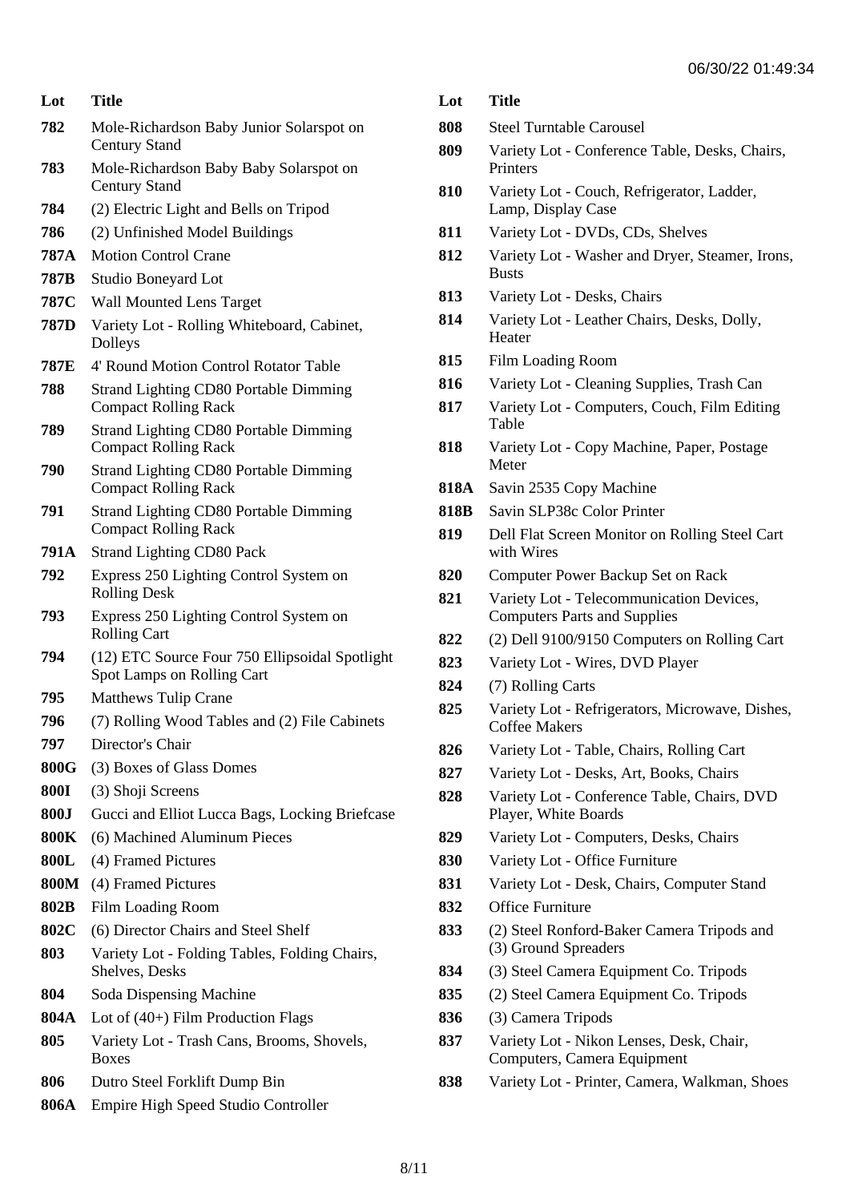| Lot | Title |
| --- | --- |
| 782 | Mole-Richardson Baby Junior Solarspot on Century Stand |
| 783 | Mole-Richardson Baby Baby Solarspot on Century Stand |
| 784 | (2) Electric Light and Bells on Tripod |
| 786 | (2) Unfinished Model Buildings |
| 787A | Motion Control Crane |
| 787B | Studio Boneyard Lot |
| 787C | Wall Mounted Lens Target |
| 787D | Variety Lot - Rolling Whiteboard, Cabinet, Dolleys |
| 787E | 4' Round Motion Control Rotator Table |
| 788 | Strand Lighting CD80 Portable Dimming Compact Rolling Rack |
| 789 | Strand Lighting CD80 Portable Dimming Compact Rolling Rack |
| 790 | Strand Lighting CD80 Portable Dimming Compact Rolling Rack |
| 791 | Strand Lighting CD80 Portable Dimming Compact Rolling Rack |
| 791A | Strand Lighting CD80 Pack |
| 792 | Express 250 Lighting Control System on Rolling Desk |
| 793 | Express 250 Lighting Control System on Rolling Cart |
| 794 | (12) ETC Source Four 750 Ellipsoidal Spotlight Spot Lamps on Rolling Cart |
| 795 | Matthews Tulip Crane |
| 796 | (7) Rolling Wood Tables and (2) File Cabinets |
| 797 | Director's Chair |
| 800G | (3) Boxes of Glass Domes |
| 800I | (3) Shoji Screens |
| 800J | Gucci and Elliot Lucca Bags, Locking Briefcase |
| 800K | (6) Machined Aluminum Pieces |
| 800L | (4) Framed Pictures |
| 800M | (4) Framed Pictures |
| 802B | Film Loading Room |
| 802C | (6) Director Chairs and Steel Shelf |
| 803 | Variety Lot - Folding Tables, Folding Chairs, Shelves, Desks |
| 804 | Soda Dispensing Machine |
| 804A | Lot of (40+) Film Production Flags |
| 805 | Variety Lot - Trash Cans, Brooms, Shovels, Boxes |
| 806 | Dutro Steel Forklift Dump Bin |
| 806A | Empire High Speed Studio Controller |
| 808 | Steel Turntable Carousel |
| 809 | Variety Lot - Conference Table, Desks, Chairs, Printers |
| 810 | Variety Lot - Couch, Refrigerator, Ladder, Lamp, Display Case |
| 811 | Variety Lot - DVDs, CDs, Shelves |
| 812 | Variety Lot - Washer and Dryer, Steamer, Irons, Busts |
| 813 | Variety Lot - Desks, Chairs |
| 814 | Variety Lot - Leather Chairs, Desks, Dolly, Heater |
| 815 | Film Loading Room |
| 816 | Variety Lot - Cleaning Supplies, Trash Can |
| 817 | Variety Lot - Computers, Couch, Film Editing Table |
| 818 | Variety Lot - Copy Machine, Paper, Postage Meter |
| 818A | Savin 2535 Copy Machine |
| 818B | Savin SLP38c Color Printer |
| 819 | Dell Flat Screen Monitor on Rolling Steel Cart with Wires |
| 820 | Computer Power Backup Set on Rack |
| 821 | Variety Lot - Telecommunication Devices, Computers Parts and Supplies |
| 822 | (2) Dell 9100/9150 Computers on Rolling Cart |
| 823 | Variety Lot - Wires, DVD Player |
| 824 | (7) Rolling Carts |
| 825 | Variety Lot - Refrigerators, Microwave, Dishes, Coffee Makers |
| 826 | Variety Lot - Table, Chairs, Rolling Cart |
| 827 | Variety Lot - Desks, Art, Books, Chairs |
| 828 | Variety Lot - Conference Table, Chairs, DVD Player, White Boards |
| 829 | Variety Lot - Computers, Desks, Chairs |
| 830 | Variety Lot - Office Furniture |
| 831 | Variety Lot - Desk, Chairs, Computer Stand |
| 832 | Office Furniture |
| 833 | (2) Steel Ronford-Baker Camera Tripods and (3) Ground Spreaders |
| 834 | (3) Steel Camera Equipment Co. Tripods |
| 835 | (2) Steel Camera Equipment Co. Tripods |
| 836 | (3) Camera Tripods |
| 837 | Variety Lot - Nikon Lenses, Desk, Chair, Computers, Camera Equipment |
| 838 | Variety Lot - Printer, Camera, Walkman, Shoes |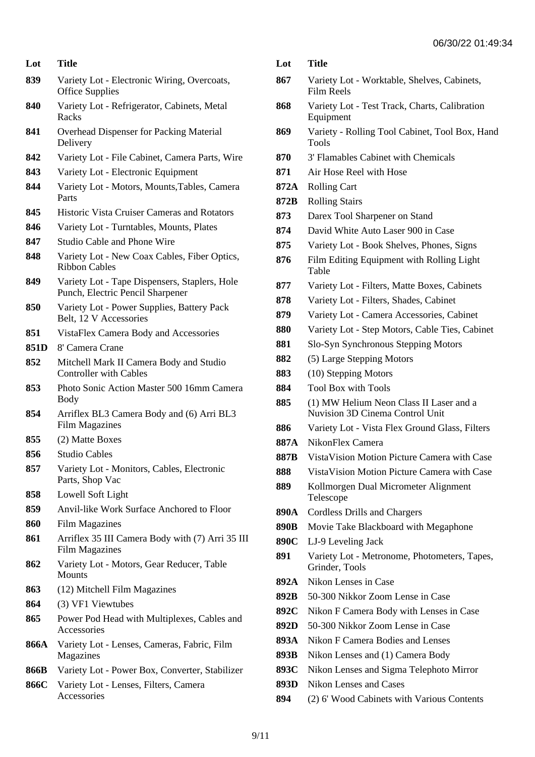| Lot | Title |
|---|---|
| 839 | Variety Lot - Electronic Wiring, Overcoats, Office Supplies |
| 840 | Variety Lot - Refrigerator, Cabinets, Metal Racks |
| 841 | Overhead Dispenser for Packing Material Delivery |
| 842 | Variety Lot - File Cabinet, Camera Parts, Wire |
| 843 | Variety Lot - Electronic Equipment |
| 844 | Variety Lot - Motors, Mounts,Tables, Camera Parts |
| 845 | Historic Vista Cruiser Cameras and Rotators |
| 846 | Variety Lot - Turntables, Mounts, Plates |
| 847 | Studio Cable and Phone Wire |
| 848 | Variety Lot - New Coax Cables, Fiber Optics, Ribbon Cables |
| 849 | Variety Lot - Tape Dispensers, Staplers, Hole Punch, Electric Pencil Sharpener |
| 850 | Variety Lot - Power Supplies, Battery Pack Belt, 12 V Accessories |
| 851 | VistaFlex Camera Body and Accessories |
| 851D | 8' Camera Crane |
| 852 | Mitchell Mark II Camera Body and Studio Controller with Cables |
| 853 | Photo Sonic Action Master 500 16mm Camera Body |
| 854 | Arriflex BL3 Camera Body and (6) Arri BL3 Film Magazines |
| 855 | (2) Matte Boxes |
| 856 | Studio Cables |
| 857 | Variety Lot - Monitors, Cables, Electronic Parts, Shop Vac |
| 858 | Lowell Soft Light |
| 859 | Anvil-like Work Surface Anchored to Floor |
| 860 | Film Magazines |
| 861 | Arriflex 35 III Camera Body with (7) Arri 35 III Film Magazines |
| 862 | Variety Lot - Motors, Gear Reducer, Table Mounts |
| 863 | (12) Mitchell Film Magazines |
| 864 | (3) VF1 Viewtubes |
| 865 | Power Pod Head with Multiplexes, Cables and Accessories |
| 866A | Variety Lot - Lenses, Cameras, Fabric, Film Magazines |
| 866B | Variety Lot - Power Box, Converter, Stabilizer |
| 866C | Variety Lot - Lenses, Filters, Camera Accessories |
| 867 | Variety Lot - Worktable, Shelves, Cabinets, Film Reels |
| 868 | Variety Lot - Test Track, Charts, Calibration Equipment |
| 869 | Variety - Rolling Tool Cabinet, Tool Box, Hand Tools |
| 870 | 3' Flamables Cabinet with Chemicals |
| 871 | Air Hose Reel with Hose |
| 872A | Rolling Cart |
| 872B | Rolling Stairs |
| 873 | Darex Tool Sharpener on Stand |
| 874 | David White Auto Laser 900 in Case |
| 875 | Variety Lot - Book Shelves, Phones, Signs |
| 876 | Film Editing Equipment with Rolling Light Table |
| 877 | Variety Lot - Filters, Matte Boxes, Cabinets |
| 878 | Variety Lot - Filters, Shades, Cabinet |
| 879 | Variety Lot - Camera Accessories, Cabinet |
| 880 | Variety Lot - Step Motors, Cable Ties, Cabinet |
| 881 | Slo-Syn Synchronous Stepping Motors |
| 882 | (5) Large Stepping Motors |
| 883 | (10) Stepping Motors |
| 884 | Tool Box with Tools |
| 885 | (1) MW Helium Neon Class II Laser and a Nuvision 3D Cinema Control Unit |
| 886 | Variety Lot - Vista Flex Ground Glass, Filters |
| 887A | NikonFlex Camera |
| 887B | VistaVision Motion Picture Camera with Case |
| 888 | VistaVision Motion Picture Camera with Case |
| 889 | Kollmorgen Dual Micrometer Alignment Telescope |
| 890A | Cordless Drills and Chargers |
| 890B | Movie Take Blackboard with Megaphone |
| 890C | LJ-9 Leveling Jack |
| 891 | Variety Lot - Metronome, Photometers, Tapes, Grinder, Tools |
| 892A | Nikon Lenses in Case |
| 892B | 50-300 Nikkor Zoom Lense in Case |
| 892C | Nikon F Camera Body with Lenses in Case |
| 892D | 50-300 Nikkor Zoom Lense in Case |
| 893A | Nikon F Camera Bodies and Lenses |
| 893B | Nikon Lenses and (1) Camera Body |
| 893C | Nikon Lenses and Sigma Telephoto Mirror |
| 893D | Nikon Lenses and Cases |
| 894 | (2) 6' Wood Cabinets with Various Contents |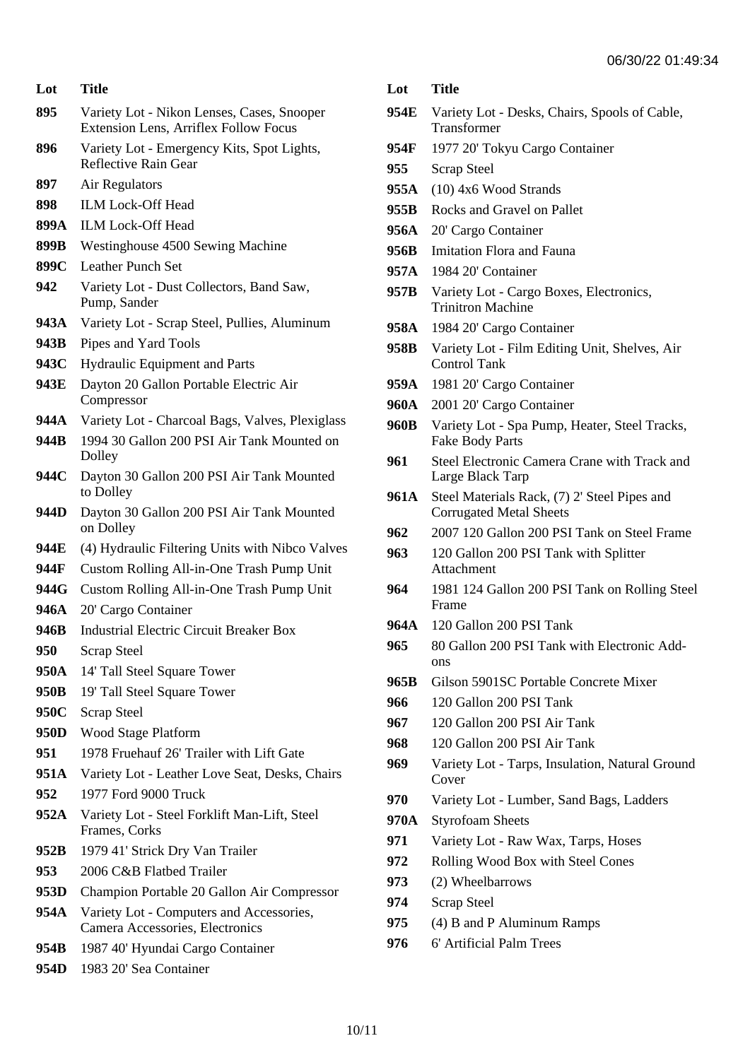| Lot | Title |
| --- | --- |
| **895** | Variety Lot - Nikon Lenses, Cases, Snooper Extension Lens, Arriflex Follow Focus |
| **896** | Variety Lot - Emergency Kits, Spot Lights, Reflective Rain Gear |
| **897** | Air Regulators |
| **898** | ILM Lock-Off Head |
| **899A** | ILM Lock-Off Head |
| **899B** | Westinghouse 4500 Sewing Machine |
| **899C** | Leather Punch Set |
| **942** | Variety Lot - Dust Collectors, Band Saw, Pump, Sander |
| **943A** | Variety Lot - Scrap Steel, Pullies, Aluminum |
| **943B** | Pipes and Yard Tools |
| **943C** | Hydraulic Equipment and Parts |
| **943E** | Dayton 20 Gallon Portable Electric Air Compressor |
| **944A** | Variety Lot - Charcoal Bags, Valves, Plexiglass |
| **944B** | 1994 30 Gallon 200 PSI Air Tank Mounted on Dolley |
| **944C** | Dayton 30 Gallon 200 PSI Air Tank Mounted to Dolley |
| **944D** | Dayton 30 Gallon 200 PSI Air Tank Mounted on Dolley |
| **944E** | (4) Hydraulic Filtering Units with Nibco Valves |
| **944F** | Custom Rolling All-in-One Trash Pump Unit |
| **944G** | Custom Rolling All-in-One Trash Pump Unit |
| **946A** | 20' Cargo Container |
| **946B** | Industrial Electric Circuit Breaker Box |
| **950** | Scrap Steel |
| **950A** | 14' Tall Steel Square Tower |
| **950B** | 19' Tall Steel Square Tower |
| **950C** | Scrap Steel |
| **950D** | Wood Stage Platform |
| **951** | 1978 Fruehauf 26' Trailer with Lift Gate |
| **951A** | Variety Lot - Leather Love Seat, Desks, Chairs |
| **952** | 1977 Ford 9000 Truck |
| **952A** | Variety Lot - Steel Forklift Man-Lift, Steel Frames, Corks |
| **952B** | 1979 41' Strick Dry Van Trailer |
| **953** | 2006 C&B Flatbed Trailer |
| **953D** | Champion Portable 20 Gallon Air Compressor |
| **954A** | Variety Lot - Computers and Accessories, Camera Accessories, Electronics |
| **954B** | 1987 40' Hyundai Cargo Container |
| **954D** | 1983 20' Sea Container |
| **954E** | Variety Lot - Desks, Chairs, Spools of Cable, Transformer |
| **954F** | 1977 20' Tokyu Cargo Container |
| **955** | Scrap Steel |
| **955A** | (10) 4x6 Wood Strands |
| **955B** | Rocks and Gravel on Pallet |
| **956A** | 20' Cargo Container |
| **956B** | Imitation Flora and Fauna |
| **957A** | 1984 20' Container |
| **957B** | Variety Lot - Cargo Boxes, Electronics, Trinitron Machine |
| **958A** | 1984 20' Cargo Container |
| **958B** | Variety Lot - Film Editing Unit, Shelves, Air Control Tank |
| **959A** | 1981 20' Cargo Container |
| **960A** | 2001 20' Cargo Container |
| **960B** | Variety Lot - Spa Pump, Heater, Steel Tracks, Fake Body Parts |
| **961** | Steel Electronic Camera Crane with Track and Large Black Tarp |
| **961A** | Steel Materials Rack, (7) 2' Steel Pipes and Corrugated Metal Sheets |
| **962** | 2007 120 Gallon 200 PSI Tank on Steel Frame |
| **963** | 120 Gallon 200 PSI Tank with Splitter Attachment |
| **964** | 1981 124 Gallon 200 PSI Tank on Rolling Steel Frame |
| **964A** | 120 Gallon 200 PSI Tank |
| **965** | 80 Gallon 200 PSI Tank with Electronic Add-ons |
| **965B** | Gilson 5901SC Portable Concrete Mixer |
| **966** | 120 Gallon 200 PSI Tank |
| **967** | 120 Gallon 200 PSI Air Tank |
| **968** | 120 Gallon 200 PSI Air Tank |
| **969** | Variety Lot - Tarps, Insulation, Natural Ground Cover |
| **970** | Variety Lot - Lumber, Sand Bags, Ladders |
| **970A** | Styrofoam Sheets |
| **971** | Variety Lot - Raw Wax, Tarps, Hoses |
| **972** | Rolling Wood Box with Steel Cones |
| **973** | (2) Wheelbarrows |
| **974** | Scrap Steel |
| **975** | (4) B and P Aluminum Ramps |
| **976** | 6' Artificial Palm Trees |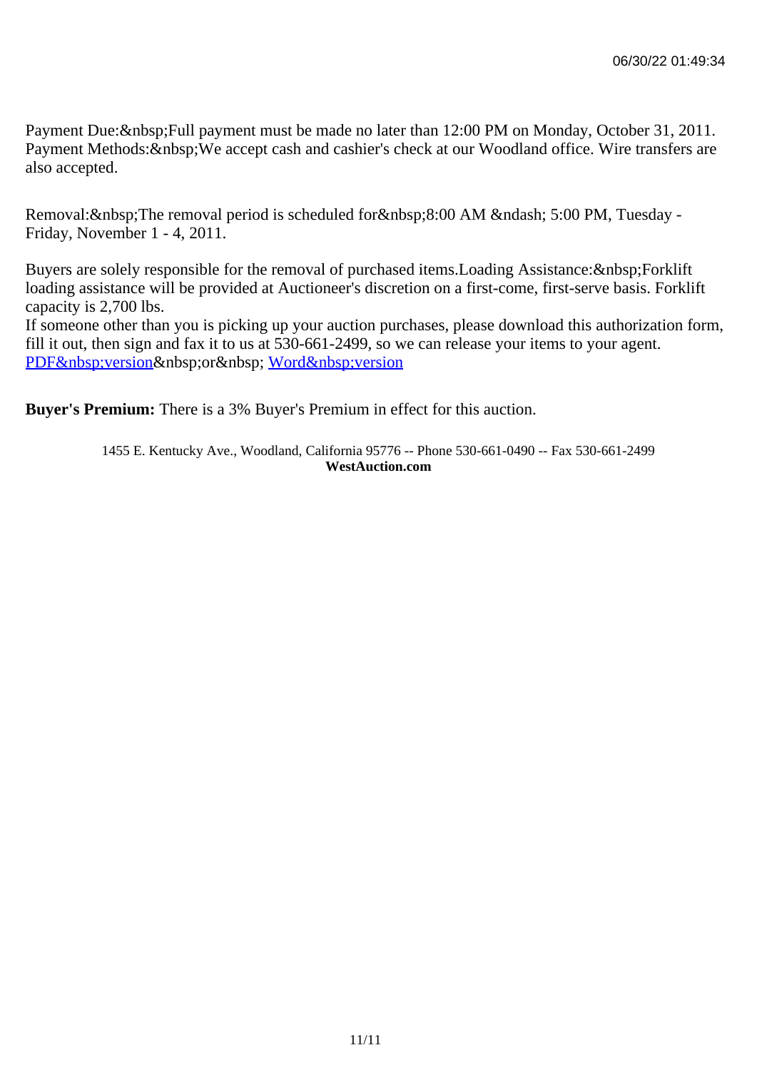Payment Due:&nbsp;Full payment must be made no later than 12:00 PM on Monday, October 31, 2011. Payment Methods:&nbsp;We accept cash and cashier's check at our Woodland office. Wire transfers are also accepted.

Removal:&nbsp;The removal period is scheduled for&nbsp;8:00 AM &ndash; 5:00 PM, Tuesday - Friday, November 1 - 4, 2011.

Buyers are solely responsible for the removal of purchased items.Loading Assistance:&nbsp;Forklift loading assistance will be provided at Auctioneer's discretion on a first-come, first-serve basis. Forklift capacity is 2,700 lbs.
If someone other than you is picking up your auction purchases, please download this authorization form, fill it out, then sign and fax it to us at 530-661-2499, so we can release your items to your agent.
PDF&nbsp;version&nbsp;or&nbsp; Word&nbsp;version

**Buyer's Premium:** There is a 3% Buyer's Premium in effect for this auction.

1455 E. Kentucky Ave., Woodland, California 95776 -- Phone 530-661-0490 -- Fax 530-661-2499
**WestAuction.com**